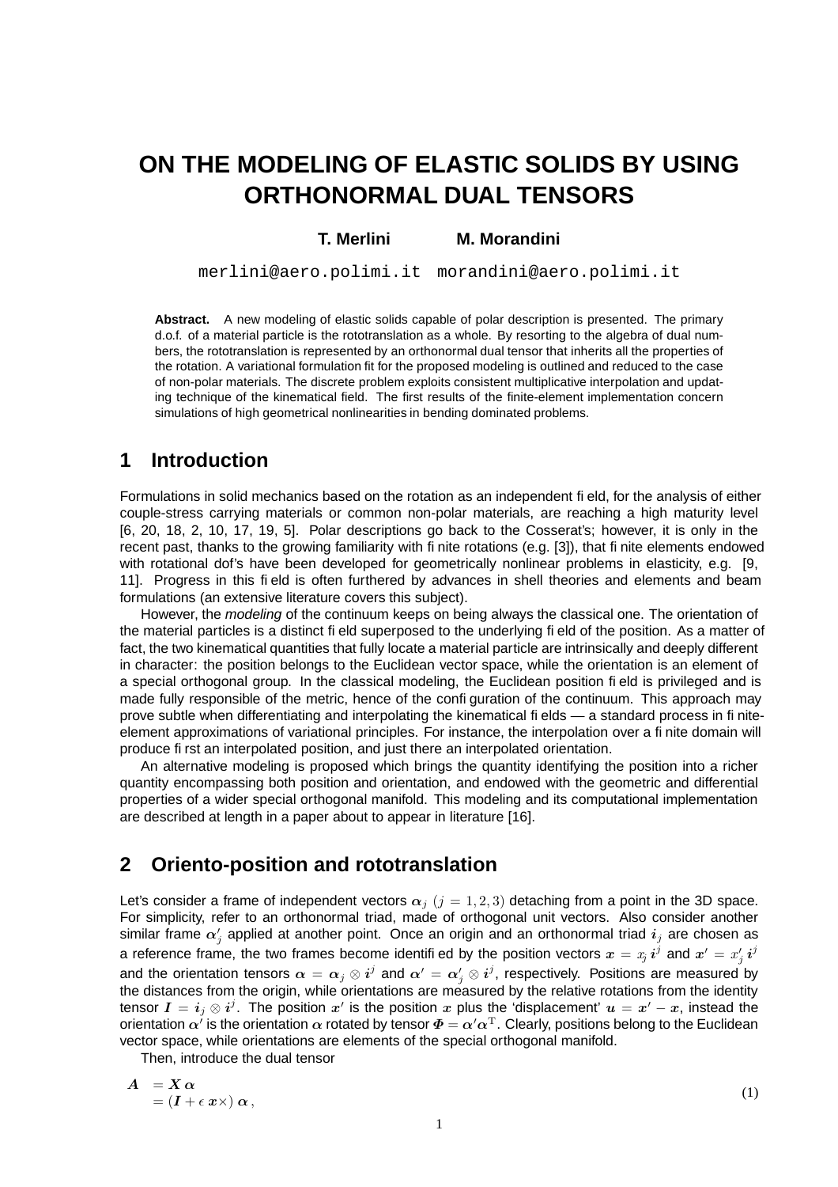# ON THE MODELING OF ELASTIC SOLIDS BY USING ORTHONORMAL DUAL TENSORS

**T. Merlini** **M. Morandini**

merlini@aero.polimi.it morandini@aero.polimi.it

**Abstract.** A new modeling of elastic solids capable of polar description is presented. The primary d.o.f. of a material particle is the rototranslation as a whole. By resorting to the algebra of dual numbers, the rototranslation is represented by an orthonormal dual tensor that inherits all the properties of the rotation. A variational formulation fit for the proposed modeling is outlined and reduced to the case of non-polar materials. The discrete problem exploits consistent multiplicative interpolation and updating technique of the kinematical field. The first results of the finite-element implementation concern simulations of high geometrical nonlinearities in bending dominated problems.

## 1 Introduction

Formulations in solid mechanics based on the rotation as an independent field, for the analysis of either couple-stress carrying materials or common non-polar materials, are reaching a high maturity level [6, 20, 18, 2, 10, 17, 19, 5]. Polar descriptions go back to the Cosserat's; however, it is only in the recent past, thanks to the growing familiarity with finite rotations (e.g. [3]), that finite elements endowed with rotational dof's have been developed for geometrically nonlinear problems in elasticity, e.g. [9, 11]. Progress in this field is often furthered by advances in shell theories and elements and beam formulations (an extensive literature covers this subject).

However, the *modeling* of the continuum keeps on being always the classical one. The orientation of the material particles is a distinct field superposed to the underlying field of the position. As a matter of fact, the two kinematical quantities that fully locate a material particle are intrinsically and deeply different in character: the position belongs to the Euclidean vector space, while the orientation is an element of a special orthogonal group. In the classical modeling, the Euclidean position field is privileged and is made fully responsible of the metric, hence of the configuration of the continuum. This approach may prove subtle when differentiating and interpolating the kinematical fields — a standard process in finite-element approximations of variational principles. For instance, the interpolation over a finite domain will produce first an interpolated position, and just there an interpolated orientation.

An alternative modeling is proposed which brings the quantity identifying the position into a richer quantity encompassing both position and orientation, and endowed with the geometric and differential properties of a wider special orthogonal manifold. This modeling and its computational implementation are described at length in a paper about to appear in literature [16].

## 2 Oriento-position and rototranslation

Let's consider a frame of independent vectors $\boldsymbol{\alpha}_j$ $(j = 1, 2, 3)$ detaching from a point in the 3D space. For simplicity, refer to an orthonormal triad, made of orthogonal unit vectors. Also consider another similar frame $\boldsymbol{\alpha}'_j$ applied at another point. Once an origin and an orthonormal triad $\boldsymbol{i}_j$ are chosen as a reference frame, the two frames become identified by the position vectors $\boldsymbol{x} = x_j \boldsymbol{i}^j$ and $\boldsymbol{x}' = x'_j \boldsymbol{i}^j$ and the orientation tensors $\boldsymbol{\alpha} = \boldsymbol{\alpha}_j \otimes \boldsymbol{i}^j$ and $\boldsymbol{\alpha}' = \boldsymbol{\alpha}'_j \otimes \boldsymbol{i}^j$, respectively. Positions are measured by the distances from the origin, while orientations are measured by the relative rotations from the identity tensor $\boldsymbol{I} = \boldsymbol{i}_j \otimes \boldsymbol{i}^j$. The position $\boldsymbol{x}'$ is the position $\boldsymbol{x}$ plus the 'displacement' $\boldsymbol{u} = \boldsymbol{x}' - \boldsymbol{x}$, instead the orientation $\boldsymbol{\alpha}'$ is the orientation $\boldsymbol{\alpha}$ rotated by tensor $\boldsymbol{\Phi} = \boldsymbol{\alpha}' \boldsymbol{\alpha}^{\mathrm{T}}$. Clearly, positions belong to the Euclidean vector space, while orientations are elements of the special orthogonal manifold.

Then, introduce the dual tensor

$$
\begin{aligned}
\boldsymbol{A} &= \boldsymbol{X}\,\boldsymbol{\alpha} \\
&= (\boldsymbol{I} + \epsilon\,\boldsymbol{x}\times)\,\boldsymbol{\alpha}\,,
\end{aligned}
\tag{1}
$$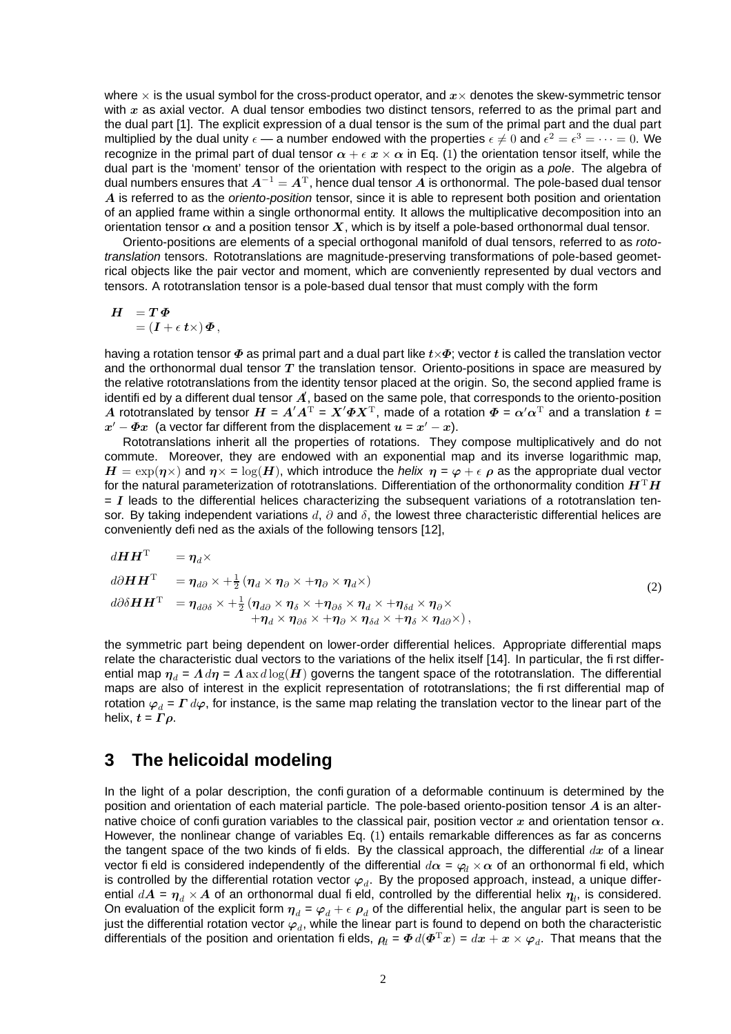where $\times$ is the usual symbol for the cross-product operator, and $\boldsymbol{x}\times$ denotes the skew-symmetric tensor with $x$ as axial vector. A dual tensor embodies two distinct tensors, referred to as the primal part and the dual part [1]. The explicit expression of a dual tensor is the sum of the primal part and the dual part multiplied by the dual unity $\epsilon$ — a number endowed with the properties $\epsilon \neq 0$ and $\epsilon^2 = \epsilon^3 = \cdots = 0$. We recognize in the primal part of dual tensor $\boldsymbol{\alpha} + \epsilon\, \boldsymbol{x} \times \boldsymbol{\alpha}$ in Eq. (1) the orientation tensor itself, while the dual part is the 'moment' tensor of the orientation with respect to the origin as a *pole*. The algebra of dual numbers ensures that $\boldsymbol{A}^{-1} = \boldsymbol{A}^{\mathrm{T}}$, hence dual tensor $\boldsymbol{A}$ is orthonormal. The pole-based dual tensor $\boldsymbol{A}$ is referred to as the *oriento-position* tensor, since it is able to represent both position and orientation of an applied frame within a single orthonormal entity. It allows the multiplicative decomposition into an orientation tensor $\boldsymbol{\alpha}$ and a position tensor $\boldsymbol{X}$, which is by itself a pole-based orthonormal dual tensor.

Oriento-positions are elements of a special orthogonal manifold of dual tensors, referred to as *rototranslation* tensors. Rototranslations are magnitude-preserving transformations of pole-based geometrical objects like the pair vector and moment, which are conveniently represented by dual vectors and tensors. A rototranslation tensor is a pole-based dual tensor that must comply with the form

$$
\begin{aligned}
\boldsymbol{H} &= \boldsymbol{T}\boldsymbol{\Phi} \\
&= (\boldsymbol{I} + \epsilon\, \boldsymbol{t}\times)\,\boldsymbol{\Phi}\,,
\end{aligned}
$$

having a rotation tensor $\boldsymbol{\Phi}$ as primal part and a dual part like $\boldsymbol{t}\times\boldsymbol{\Phi}$; vector $\boldsymbol{t}$ is called the translation vector and the orthonormal dual tensor $\boldsymbol{T}$ the translation tensor. Oriento-positions in space are measured by the relative rototranslations from the identity tensor placed at the origin. So, the second applied frame is identified by a different dual tensor $\boldsymbol{A}'$, based on the same pole, that corresponds to the oriento-position $\boldsymbol{A}$ rototranslated by tensor $\boldsymbol{H} = \boldsymbol{A}'\boldsymbol{A}^{\mathrm{T}} = \boldsymbol{X}'\boldsymbol{\Phi}\boldsymbol{X}^{\mathrm{T}}$, made of a rotation $\boldsymbol{\Phi} = \boldsymbol{\alpha}'\boldsymbol{\alpha}^{\mathrm{T}}$ and a translation $\boldsymbol{t} = \boldsymbol{x}' - \boldsymbol{\Phi}\boldsymbol{x}$ (a vector far different from the displacement $\boldsymbol{u} = \boldsymbol{x}' - \boldsymbol{x}$).

Rototranslations inherit all the properties of rotations. They compose multiplicatively and do not commute. Moreover, they are endowed with an exponential map and its inverse logarithmic map, $\boldsymbol{H} = \exp(\boldsymbol{\eta}\times)$ and $\boldsymbol{\eta}\times = \log(\boldsymbol{H})$, which introduce the *helix* $\boldsymbol{\eta} = \boldsymbol{\varphi} + \epsilon\, \boldsymbol{\rho}$ as the appropriate dual vector for the natural parameterization of rototranslations. Differentiation of the orthonormality condition $\boldsymbol{H}^{\mathrm{T}}\boldsymbol{H} = \boldsymbol{I}$ leads to the differential helices characterizing the subsequent variations of a rototranslation tensor. By taking independent variations $d$, $\partial$ and $\delta$, the lowest three characteristic differential helices are conveniently defined as the axials of the following tensors [12],

$$
\begin{aligned}
d\boldsymbol{H}\boldsymbol{H}^{\mathrm{T}} &= \boldsymbol{\eta}_d\times \\
d\partial\boldsymbol{H}\boldsymbol{H}^{\mathrm{T}} &= \boldsymbol{\eta}_{d\partial}\times + \tfrac{1}{2}\left(\boldsymbol{\eta}_d\times\boldsymbol{\eta}_\partial\times + \boldsymbol{\eta}_\partial\times\boldsymbol{\eta}_d\times\right) \\
d\partial\delta\boldsymbol{H}\boldsymbol{H}^{\mathrm{T}} &= \boldsymbol{\eta}_{d\partial\delta}\times + \tfrac{1}{2}\left(\boldsymbol{\eta}_{d\partial}\times\boldsymbol{\eta}_\delta\times + \boldsymbol{\eta}_{\partial\delta}\times\boldsymbol{\eta}_d\times + \boldsymbol{\eta}_{\delta d}\times\boldsymbol{\eta}_\partial\times \right. \\
&\qquad \left. + \boldsymbol{\eta}_d\times\boldsymbol{\eta}_{\partial\delta}\times + \boldsymbol{\eta}_\partial\times\boldsymbol{\eta}_{\delta d}\times + \boldsymbol{\eta}_\delta\times\boldsymbol{\eta}_{d\partial}\times\right),
\end{aligned}
\tag{2}
$$

the symmetric part being dependent on lower-order differential helices. Appropriate differential maps relate the characteristic dual vectors to the variations of the helix itself [14]. In particular, the first differential map $\boldsymbol{\eta}_d = \boldsymbol{\Lambda}\, d\boldsymbol{\eta} = \boldsymbol{\Lambda}\,\mathrm{ax}\, d\log(\boldsymbol{H})$ governs the tangent space of the rototranslation. The differential maps are also of interest in the explicit representation of rototranslations; the first differential map of rotation $\boldsymbol{\varphi}_d = \boldsymbol{\Gamma}\, d\boldsymbol{\varphi}$, for instance, is the same map relating the translation vector to the linear part of the helix, $\boldsymbol{t} = \boldsymbol{\Gamma}\boldsymbol{\rho}$.

## 3 The helicoidal modeling

In the light of a polar description, the configuration of a deformable continuum is determined by the position and orientation of each material particle. The pole-based oriento-position tensor $\boldsymbol{A}$ is an alternative choice of configuration variables to the classical pair, position vector $\boldsymbol{x}$ and orientation tensor $\boldsymbol{\alpha}$. However, the nonlinear change of variables Eq. (1) entails remarkable differences as far as concerns the tangent space of the two kinds of fields. By the classical approach, the differential $d\boldsymbol{x}$ of a linear vector field is considered independently of the differential $d\boldsymbol{\alpha} = \boldsymbol{\varphi}_d \times \boldsymbol{\alpha}$ of an orthonormal field, which is controlled by the differential rotation vector $\boldsymbol{\varphi}_d$. By the proposed approach, instead, a unique differential $d\boldsymbol{A} = \boldsymbol{\eta}_d \times \boldsymbol{A}$ of an orthonormal dual field, controlled by the differential helix $\boldsymbol{\eta}_d$, is considered. On evaluation of the explicit form $\boldsymbol{\eta}_d = \boldsymbol{\varphi}_d + \epsilon\, \boldsymbol{\rho}_d$ of the differential helix, the angular part is seen to be just the differential rotation vector $\boldsymbol{\varphi}_d$, while the linear part is found to depend on both the characteristic differentials of the position and orientation fields, $\boldsymbol{\rho}_d = \boldsymbol{\Phi}\, d(\boldsymbol{\Phi}^{\mathrm{T}}\boldsymbol{x}) = d\boldsymbol{x} + \boldsymbol{x} \times \boldsymbol{\varphi}_d$. That means that the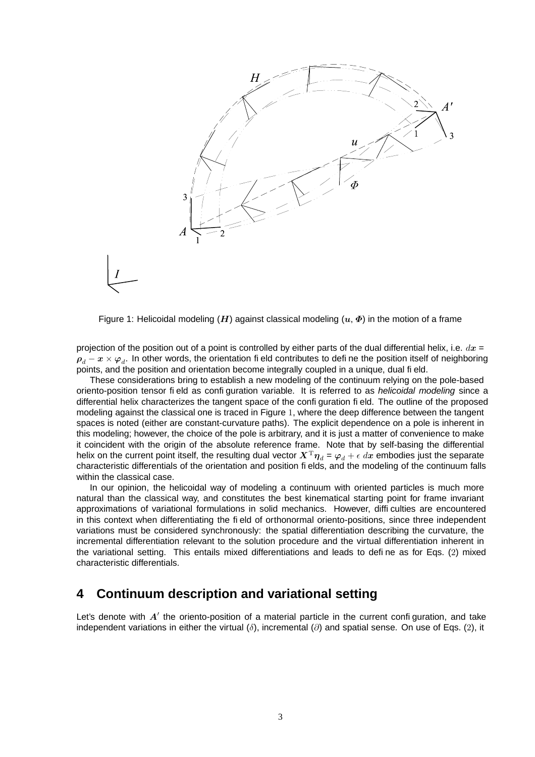Figure 1: Helicoidal modeling ($\boldsymbol{H}$) against classical modeling ($\boldsymbol{u}$, $\boldsymbol{\Phi}$) in the motion of a frame

projection of the position out of a point is controlled by either parts of the dual differential helix, i.e. $d\boldsymbol{x} = \boldsymbol{\rho}_d - \boldsymbol{x} \times \boldsymbol{\varphi}_d$. In other words, the orientation field contributes to define the position itself of neighboring points, and the position and orientation become integrally coupled in a unique, dual field.

These considerations bring to establish a new modeling of the continuum relying on the pole-based oriento-position tensor field as configuration variable. It is referred to as *helicoidal modeling* since a differential helix characterizes the tangent space of the configuration field. The outline of the proposed modeling against the classical one is traced in Figure 1, where the deep difference between the tangent spaces is noted (either are constant-curvature paths). The explicit dependence on a pole is inherent in this modeling; however, the choice of the pole is arbitrary, and it is just a matter of convenience to make it coincident with the origin of the absolute reference frame. Note that by self-basing the differential helix on the current point itself, the resulting dual vector $\boldsymbol{X}^{\mathrm{T}}\boldsymbol{\eta}_d = \boldsymbol{\varphi}_d + \epsilon\, d\boldsymbol{x}$ embodies just the separate characteristic differentials of the orientation and position fields, and the modeling of the continuum falls within the classical case.

In our opinion, the helicoidal way of modeling a continuum with oriented particles is much more natural than the classical way, and constitutes the best kinematical starting point for frame invariant approximations of variational formulations in solid mechanics. However, difficulties are encountered in this context when differentiating the field of orthonormal oriento-positions, since three independent variations must be considered synchronously: the spatial differentiation describing the curvature, the incremental differentiation relevant to the solution procedure and the virtual differentiation inherent in the variational setting. This entails mixed differentiations and leads to define as for Eqs. (2) mixed characteristic differentials.

## 4 Continuum description and variational setting

Let's denote with $\boldsymbol{A}'$ the oriento-position of a material particle in the current configuration, and take independent variations in either the virtual ($\delta$), incremental ($\partial$) and spatial sense. On use of Eqs. (2), it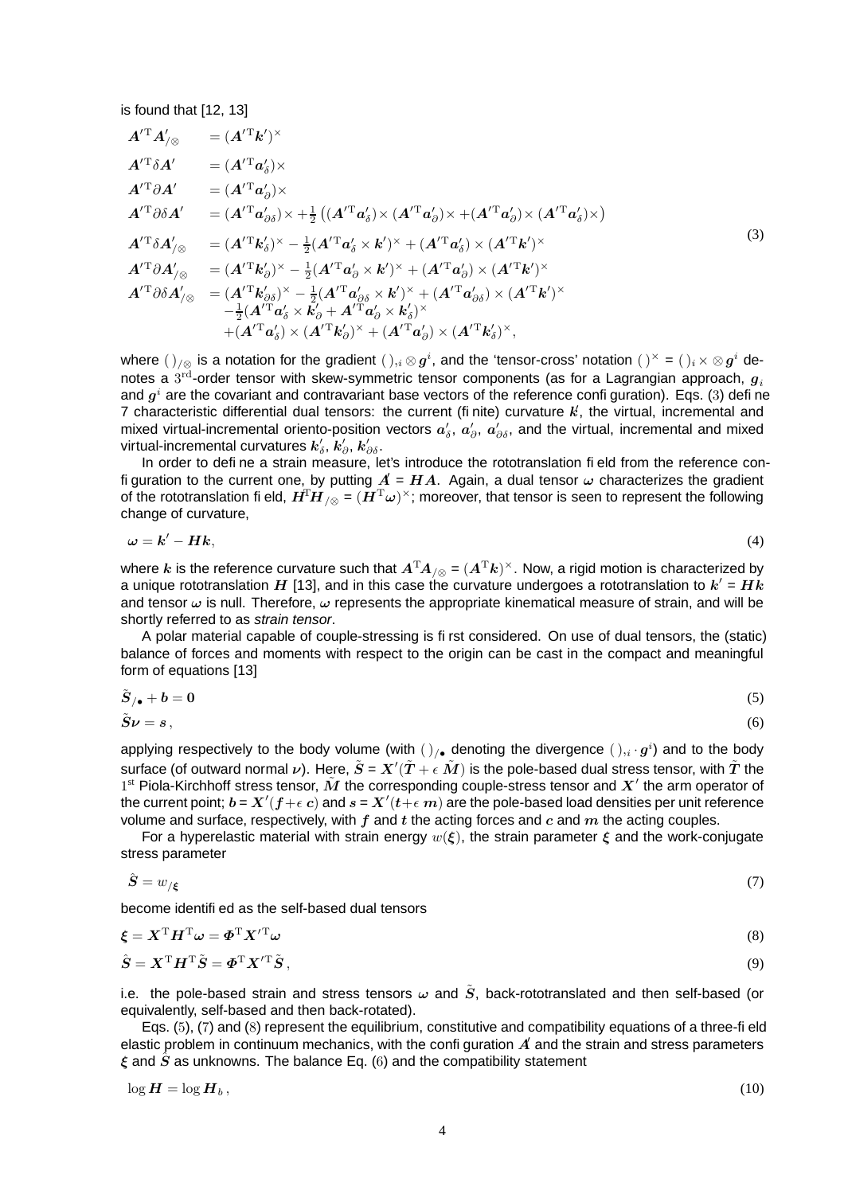is found that [12, 13]

$$
\begin{aligned}
\boldsymbol{A}'^{\mathrm{T}}\boldsymbol{A}'_{/\otimes} &= (\boldsymbol{A}'^{\mathrm{T}}\boldsymbol{k}')^{\times} \\
\boldsymbol{A}'^{\mathrm{T}}\delta\boldsymbol{A}' &= (\boldsymbol{A}'^{\mathrm{T}}\boldsymbol{a}'_{\delta})\times \\
\boldsymbol{A}'^{\mathrm{T}}\partial\boldsymbol{A}' &= (\boldsymbol{A}'^{\mathrm{T}}\boldsymbol{a}'_{\partial})\times \\
\boldsymbol{A}'^{\mathrm{T}}\partial\delta\boldsymbol{A}' &= (\boldsymbol{A}'^{\mathrm{T}}\boldsymbol{a}'_{\partial\delta})\times + \tfrac{1}{2}\left((\boldsymbol{A}'^{\mathrm{T}}\boldsymbol{a}'_{\delta})\times(\boldsymbol{A}'^{\mathrm{T}}\boldsymbol{a}'_{\partial})\times + (\boldsymbol{A}'^{\mathrm{T}}\boldsymbol{a}'_{\partial})\times(\boldsymbol{A}'^{\mathrm{T}}\boldsymbol{a}'_{\delta})\times\right) \\
\boldsymbol{A}'^{\mathrm{T}}\delta\boldsymbol{A}'_{/\otimes} &= (\boldsymbol{A}'^{\mathrm{T}}\boldsymbol{k}'_{\delta})^{\times} - \tfrac{1}{2}(\boldsymbol{A}'^{\mathrm{T}}\boldsymbol{a}'_{\delta}\times\boldsymbol{k}')^{\times} + (\boldsymbol{A}'^{\mathrm{T}}\boldsymbol{a}'_{\delta})\times(\boldsymbol{A}'^{\mathrm{T}}\boldsymbol{k}')^{\times} \\
\boldsymbol{A}'^{\mathrm{T}}\partial\boldsymbol{A}'_{/\otimes} &= (\boldsymbol{A}'^{\mathrm{T}}\boldsymbol{k}'_{\partial})^{\times} - \tfrac{1}{2}(\boldsymbol{A}'^{\mathrm{T}}\boldsymbol{a}'_{\partial}\times\boldsymbol{k}')^{\times} + (\boldsymbol{A}'^{\mathrm{T}}\boldsymbol{a}'_{\partial})\times(\boldsymbol{A}'^{\mathrm{T}}\boldsymbol{k}')^{\times} \\
\boldsymbol{A}'^{\mathrm{T}}\partial\delta\boldsymbol{A}'_{/\otimes} &= (\boldsymbol{A}'^{\mathrm{T}}\boldsymbol{k}'_{\partial\delta})^{\times} - \tfrac{1}{2}(\boldsymbol{A}'^{\mathrm{T}}\boldsymbol{a}'_{\partial\delta}\times\boldsymbol{k}')^{\times} + (\boldsymbol{A}'^{\mathrm{T}}\boldsymbol{a}'_{\partial\delta})\times(\boldsymbol{A}'^{\mathrm{T}}\boldsymbol{k}')^{\times} \\
&\quad -\tfrac{1}{2}(\boldsymbol{A}'^{\mathrm{T}}\boldsymbol{a}'_{\delta}\times\boldsymbol{k}'_{\partial} + \boldsymbol{A}'^{\mathrm{T}}\boldsymbol{a}'_{\partial}\times\boldsymbol{k}'_{\delta})^{\times} \\
&\quad +(\boldsymbol{A}'^{\mathrm{T}}\boldsymbol{a}'_{\delta})\times(\boldsymbol{A}'^{\mathrm{T}}\boldsymbol{k}'_{\partial})^{\times} + (\boldsymbol{A}'^{\mathrm{T}}\boldsymbol{a}'_{\partial})\times(\boldsymbol{A}'^{\mathrm{T}}\boldsymbol{k}'_{\delta})^{\times},
\end{aligned}
\tag{3}
$$

where $(\,)_{/\otimes}$ is a notation for the gradient $(\,)_{,i}\otimes\boldsymbol{g}^i$, and the 'tensor-cross' notation $(\,)^{\times} = (\,)_i\times\otimes\boldsymbol{g}^i$ denotes a $3^{\mathrm{rd}}$-order tensor with skew-symmetric tensor components (as for a Lagrangian approach, $\boldsymbol{g}_i$ and $\boldsymbol{g}^i$ are the covariant and contravariant base vectors of the reference configuration). Eqs. (3) define 7 characteristic differential dual tensors: the current (finite) curvature $\boldsymbol{k}'$, the virtual, incremental and mixed virtual-incremental oriento-position vectors $\boldsymbol{a}'_{\delta}$, $\boldsymbol{a}'_{\partial}$, $\boldsymbol{a}'_{\partial\delta}$, and the virtual, incremental and mixed virtual-incremental curvatures $\boldsymbol{k}'_{\delta}$, $\boldsymbol{k}'_{\partial}$, $\boldsymbol{k}'_{\partial\delta}$.

In order to define a strain measure, let's introduce the rototranslation field from the reference configuration to the current one, by putting $\boldsymbol{A}' = \boldsymbol{H}\boldsymbol{A}$. Again, a dual tensor $\boldsymbol{\omega}$ characterizes the gradient of the rototranslation field, $\boldsymbol{H}^{\mathrm{T}}\boldsymbol{H}_{/\otimes} = (\boldsymbol{H}^{\mathrm{T}}\boldsymbol{\omega})^{\times}$; moreover, that tensor is seen to represent the following change of curvature,

$$
\boldsymbol{\omega} = \boldsymbol{k}' - \boldsymbol{H}\boldsymbol{k}, \tag{4}
$$

where $\boldsymbol{k}$ is the reference curvature such that $\boldsymbol{A}^{\mathrm{T}}\boldsymbol{A}_{/\otimes} = (\boldsymbol{A}^{\mathrm{T}}\boldsymbol{k})^{\times}$. Now, a rigid motion is characterized by a unique rototranslation $\boldsymbol{H}$ [13], and in this case the curvature undergoes a rototranslation to $\boldsymbol{k}' = \boldsymbol{H}\boldsymbol{k}$ and tensor $\boldsymbol{\omega}$ is null. Therefore, $\boldsymbol{\omega}$ represents the appropriate kinematical measure of strain, and will be shortly referred to as *strain tensor*.

A polar material capable of couple-stressing is first considered. On use of dual tensors, the (static) balance of forces and moments with respect to the origin can be cast in the compact and meaningful form of equations [13]

$$
\tilde{\boldsymbol{S}}_{/\bullet} + \boldsymbol{b} = \boldsymbol{0} \tag{5}
$$

$$
\tilde{\boldsymbol{S}}\boldsymbol{\nu} = \boldsymbol{s}\,, \tag{6}
$$

applying respectively to the body volume (with $(\,)_{/\bullet}$ denoting the divergence $(\,)_{,i}\cdot\boldsymbol{g}^i$) and to the body surface (of outward normal $\boldsymbol{\nu}$). Here, $\tilde{\boldsymbol{S}} = \boldsymbol{X}'(\tilde{\boldsymbol{T}} + \epsilon\,\tilde{\boldsymbol{M}})$ is the pole-based dual stress tensor, with $\tilde{\boldsymbol{T}}$ the $1^{\mathrm{st}}$ Piola-Kirchhoff stress tensor, $\tilde{\boldsymbol{M}}$ the corresponding couple-stress tensor and $\boldsymbol{X}'$ the arm operator of the current point; $\boldsymbol{b} = \boldsymbol{X}'(\boldsymbol{f} + \epsilon\,\boldsymbol{c})$ and $\boldsymbol{s} = \boldsymbol{X}'(\boldsymbol{t} + \epsilon\,\boldsymbol{m})$ are the pole-based load densities per unit reference volume and surface, respectively, with $\boldsymbol{f}$ and $\boldsymbol{t}$ the acting forces and $\boldsymbol{c}$ and $\boldsymbol{m}$ the acting couples.

For a hyperelastic material with strain energy $w(\boldsymbol{\xi})$, the strain parameter $\boldsymbol{\xi}$ and the work-conjugate stress parameter

$$
\hat{\boldsymbol{S}} = w_{/\boldsymbol{\xi}} \tag{7}
$$

become identified as the self-based dual tensors

$$
\boldsymbol{\xi} = \boldsymbol{X}^{\mathrm{T}}\boldsymbol{H}^{\mathrm{T}}\boldsymbol{\omega} = \boldsymbol{\Phi}^{\mathrm{T}}\boldsymbol{X}'^{\mathrm{T}}\boldsymbol{\omega} \tag{8}
$$

$$
\hat{\boldsymbol{S}} = \boldsymbol{X}^{\mathrm{T}}\boldsymbol{H}^{\mathrm{T}}\tilde{\boldsymbol{S}} = \boldsymbol{\Phi}^{\mathrm{T}}\boldsymbol{X}'^{\mathrm{T}}\tilde{\boldsymbol{S}}\,, \tag{9}
$$

i.e. the pole-based strain and stress tensors $\boldsymbol{\omega}$ and $\tilde{\boldsymbol{S}}$, back-rototranslated and then self-based (or equivalently, self-based and then back-rotated).

Eqs. (5), (7) and (8) represent the equilibrium, constitutive and compatibility equations of a three-field elastic problem in continuum mechanics, with the configuration $\boldsymbol{A}'$ and the strain and stress parameters $\boldsymbol{\xi}$ and $\hat{\boldsymbol{S}}$ as unknowns. The balance Eq. (6) and the compatibility statement

$$
\log\boldsymbol{H} = \log\boldsymbol{H}_b\,, \tag{10}
$$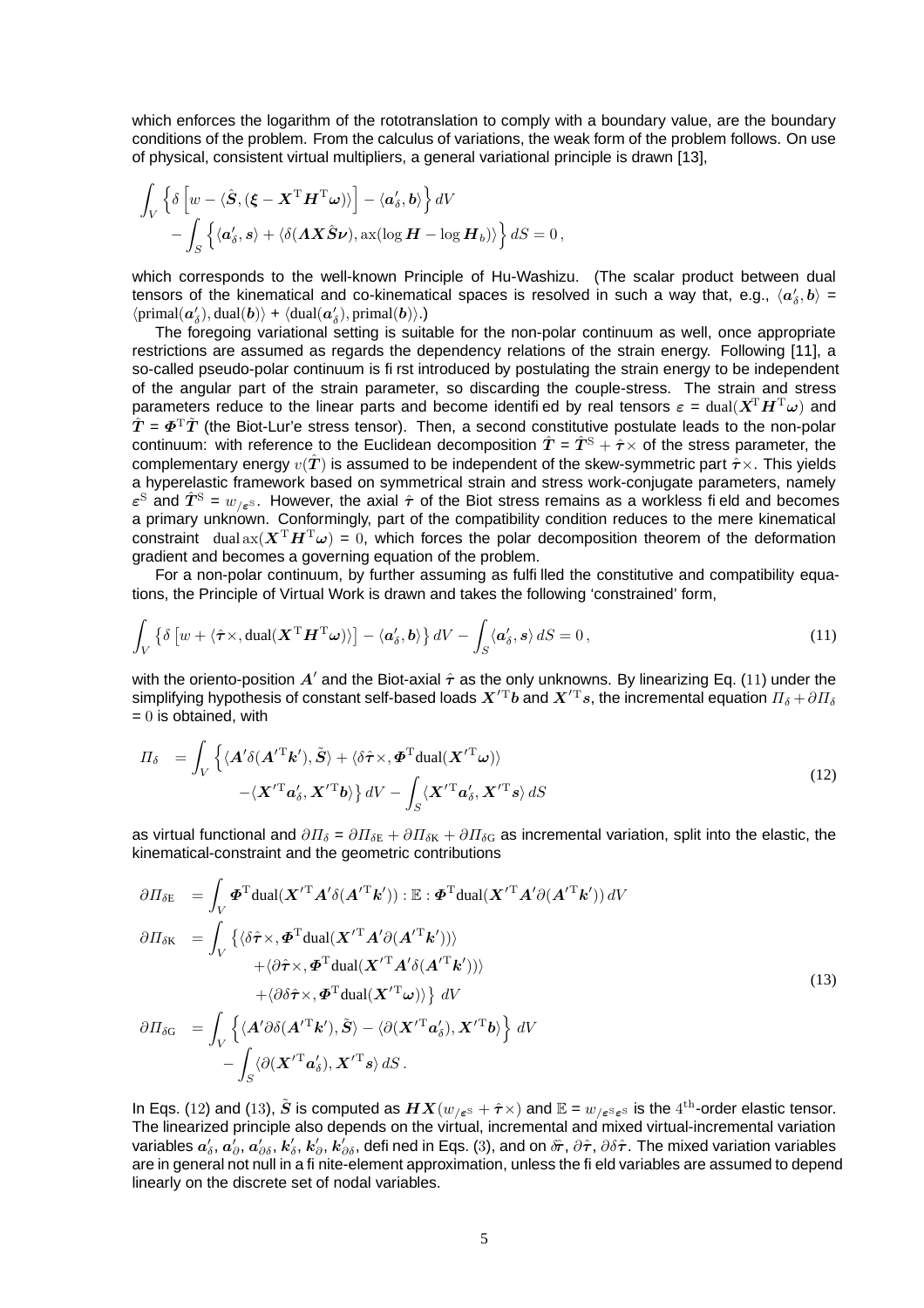which enforces the logarithm of the rototranslation to comply with a boundary value, are the boundary conditions of the problem. From the calculus of variations, the weak form of the problem follows. On use of physical, consistent virtual multipliers, a general variational principle is drawn [13],

$$\int_V \left\{ \delta \left[ w - \langle \hat{\boldsymbol{S}}, (\boldsymbol{\xi} - \boldsymbol{X}^{\mathrm{T}} \boldsymbol{H}^{\mathrm{T}} \boldsymbol{\omega}) \rangle \right] - \langle \boldsymbol{a}'_\delta, \boldsymbol{b} \rangle \right\} dV \\ - \int_S \left\{ \langle \boldsymbol{a}'_\delta, \boldsymbol{s} \rangle + \langle \delta (\boldsymbol{\Lambda} \boldsymbol{X} \hat{\boldsymbol{S}} \boldsymbol{\nu}), \mathrm{ax}(\log \boldsymbol{H} - \log \boldsymbol{H}_b) \rangle \right\} dS = 0 \,,$$

which corresponds to the well-known Principle of Hu-Washizu. (The scalar product between dual tensors of the kinematical and co-kinematical spaces is resolved in such a way that, e.g., $\langle \boldsymbol{a}'_\delta, \boldsymbol{b} \rangle$ = $\langle \mathrm{primal}(\boldsymbol{a}'_\delta), \mathrm{dual}(\boldsymbol{b}) \rangle$ + $\langle \mathrm{dual}(\boldsymbol{a}'_\delta), \mathrm{primal}(\boldsymbol{b}) \rangle$.)

The foregoing variational setting is suitable for the non-polar continuum as well, once appropriate restrictions are assumed as regards the dependency relations of the strain energy. Following [11], a so-called pseudo-polar continuum is first introduced by postulating the strain energy to be independent of the angular part of the strain parameter, so discarding the couple-stress. The strain and stress parameters reduce to the linear parts and become identified by real tensors $\boldsymbol{\varepsilon}$ = $\mathrm{dual}(\boldsymbol{X}^{\mathrm{T}} \boldsymbol{H}^{\mathrm{T}} \boldsymbol{\omega})$ and $\hat{\boldsymbol{T}}$ = $\boldsymbol{\Phi}^{\mathrm{T}} \tilde{\boldsymbol{T}}$ (the Biot-Lur'e stress tensor). Then, a second constitutive postulate leads to the non-polar continuum: with reference to the Euclidean decomposition $\hat{\boldsymbol{T}}$ = $\hat{\boldsymbol{T}}^{\mathrm{S}} + \hat{\boldsymbol{\tau}} \times$ of the stress parameter, the complementary energy $v(\hat{\boldsymbol{T}})$ is assumed to be independent of the skew-symmetric part $\hat{\boldsymbol{\tau}} \times$. This yields a hyperelastic framework based on symmetrical strain and stress work-conjugate parameters, namely $\boldsymbol{\varepsilon}^{\mathrm{S}}$ and $\hat{\boldsymbol{T}}^{\mathrm{S}}$ = $w_{/\boldsymbol{\varepsilon}^{\mathrm{S}}}$. However, the axial $\hat{\boldsymbol{\tau}}$ of the Biot stress remains as a workless field and becomes a primary unknown. Conformingly, part of the compatibility condition reduces to the mere kinematical constraint $\mathrm{dual}\,\mathrm{ax}(\boldsymbol{X}^{\mathrm{T}} \boldsymbol{H}^{\mathrm{T}} \boldsymbol{\omega})$ = $0$, which forces the polar decomposition theorem of the deformation gradient and becomes a governing equation of the problem.

For a non-polar continuum, by further assuming as fulfilled the constitutive and compatibility equations, the Principle of Virtual Work is drawn and takes the following 'constrained' form,

$$\int_V \left\{ \delta \left[ w + \langle \hat{\boldsymbol{\tau}} \times, \mathrm{dual}(\boldsymbol{X}^{\mathrm{T}} \boldsymbol{H}^{\mathrm{T}} \boldsymbol{\omega}) \rangle \right] - \langle \boldsymbol{a}'_\delta, \boldsymbol{b} \rangle \right\} dV - \int_S \langle \boldsymbol{a}'_\delta, \boldsymbol{s} \rangle \, dS = 0 \,, \tag{11}$$

with the oriento-position $\boldsymbol{A}'$ and the Biot-axial $\hat{\boldsymbol{\tau}}$ as the only unknowns. By linearizing Eq. (11) under the simplifying hypothesis of constant self-based loads $\boldsymbol{X}'^{\mathrm{T}} \boldsymbol{b}$ and $\boldsymbol{X}'^{\mathrm{T}} \boldsymbol{s}$, the incremental equation $\Pi_\delta + \partial \Pi_\delta$ = $0$ is obtained, with

$$\begin{aligned} \Pi_\delta \;&= \int_V \Big\{ \langle \boldsymbol{A}' \delta (\boldsymbol{A}'^{\mathrm{T}} \boldsymbol{k}'), \tilde{\boldsymbol{S}} \rangle + \langle \delta \hat{\boldsymbol{\tau}} \times, \boldsymbol{\Phi}^{\mathrm{T}} \mathrm{dual}(\boldsymbol{X}'^{\mathrm{T}} \boldsymbol{\omega}) \rangle \\ &\qquad - \langle \boldsymbol{X}'^{\mathrm{T}} \boldsymbol{a}'_\delta, \boldsymbol{X}'^{\mathrm{T}} \boldsymbol{b} \rangle \Big\} \, dV - \int_S \langle \boldsymbol{X}'^{\mathrm{T}} \boldsymbol{a}'_\delta, \boldsymbol{X}'^{\mathrm{T}} \boldsymbol{s} \rangle \, dS \end{aligned} \tag{12}$$

as virtual functional and $\partial \Pi_\delta$ = $\partial \Pi_{\delta \mathrm{E}} + \partial \Pi_{\delta \mathrm{K}} + \partial \Pi_{\delta \mathrm{G}}$ as incremental variation, split into the elastic, the kinematical-constraint and the geometric contributions

$$\begin{aligned} \partial \Pi_{\delta \mathrm{E}} \;&= \int_V \boldsymbol{\Phi}^{\mathrm{T}} \mathrm{dual}(\boldsymbol{X}'^{\mathrm{T}} \boldsymbol{A}' \delta (\boldsymbol{A}'^{\mathrm{T}} \boldsymbol{k}')) : \mathbb{E} : \boldsymbol{\Phi}^{\mathrm{T}} \mathrm{dual}(\boldsymbol{X}'^{\mathrm{T}} \boldsymbol{A}' \partial (\boldsymbol{A}'^{\mathrm{T}} \boldsymbol{k}')) \, dV \\ \partial \Pi_{\delta \mathrm{K}} \;&= \int_V \big\{ \langle \delta \hat{\boldsymbol{\tau}} \times, \boldsymbol{\Phi}^{\mathrm{T}} \mathrm{dual}(\boldsymbol{X}'^{\mathrm{T}} \boldsymbol{A}' \partial (\boldsymbol{A}'^{\mathrm{T}} \boldsymbol{k}')) \rangle \\ &\qquad + \langle \partial \hat{\boldsymbol{\tau}} \times, \boldsymbol{\Phi}^{\mathrm{T}} \mathrm{dual}(\boldsymbol{X}'^{\mathrm{T}} \boldsymbol{A}' \delta (\boldsymbol{A}'^{\mathrm{T}} \boldsymbol{k}')) \rangle \\ &\qquad + \langle \partial \delta \hat{\boldsymbol{\tau}} \times, \boldsymbol{\Phi}^{\mathrm{T}} \mathrm{dual}(\boldsymbol{X}'^{\mathrm{T}} \boldsymbol{\omega}) \rangle \big\} \; dV \\ \partial \Pi_{\delta \mathrm{G}} \;&= \int_V \Big\{ \langle \boldsymbol{A}' \partial \delta (\boldsymbol{A}'^{\mathrm{T}} \boldsymbol{k}'), \tilde{\boldsymbol{S}} \rangle - \langle \partial (\boldsymbol{X}'^{\mathrm{T}} \boldsymbol{a}'_\delta), \boldsymbol{X}'^{\mathrm{T}} \boldsymbol{b} \rangle \Big\} \; dV \\ &\qquad - \int_S \langle \partial (\boldsymbol{X}'^{\mathrm{T}} \boldsymbol{a}'_\delta), \boldsymbol{X}'^{\mathrm{T}} \boldsymbol{s} \rangle \, dS \,. \end{aligned} \tag{13}$$

In Eqs. (12) and (13), $\tilde{\boldsymbol{S}}$ is computed as $\boldsymbol{H} \boldsymbol{X} (w_{/\boldsymbol{\varepsilon}^{\mathrm{S}}} + \hat{\boldsymbol{\tau}} \times)$ and $\mathbb{E}$ = $w_{/\boldsymbol{\varepsilon}^{\mathrm{S}} \boldsymbol{\varepsilon}^{\mathrm{S}}}$ is the $4^{\mathrm{th}}$-order elastic tensor. The linearized principle also depends on the virtual, incremental and mixed virtual-incremental variation variables $\boldsymbol{a}'_\delta$, $\boldsymbol{a}'_\partial$, $\boldsymbol{a}'_{\partial \delta}$, $\boldsymbol{k}'_\delta$, $\boldsymbol{k}'_\partial$, $\boldsymbol{k}'_{\partial \delta}$, defined in Eqs. (3), and on $\delta \hat{\boldsymbol{\tau}}$, $\partial \hat{\boldsymbol{\tau}}$, $\partial \delta \hat{\boldsymbol{\tau}}$. The mixed variation variables are in general not null in a finite-element approximation, unless the field variables are assumed to depend linearly on the discrete set of nodal variables.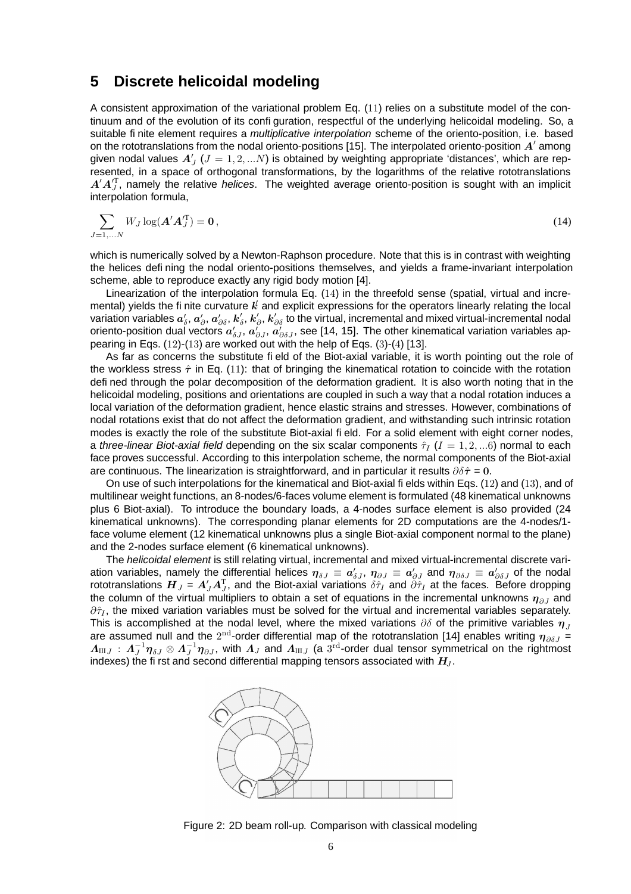## 5 Discrete helicoidal modeling

A consistent approximation of the variational problem Eq. (11) relies on a substitute model of the continuum and of the evolution of its configuration, respectful of the underlying helicoidal modeling. So, a suitable finite element requires a *multiplicative interpolation* scheme of the oriento-position, i.e. based on the rototranslations from the nodal oriento-positions [15]. The interpolated oriento-position $\boldsymbol{A}'$ among given nodal values $\boldsymbol{A}'_J$ ($J = 1, 2, ...N$) is obtained by weighting appropriate 'distances', which are represented, in a space of orthogonal transformations, by the logarithms of the relative rototranslations $\boldsymbol{A}'\boldsymbol{A}'^{\mathrm{T}}_J$, namely the relative *helices*. The weighted average oriento-position is sought with an implicit interpolation formula,

$$\sum_{J=1,...N} W_J \log(\boldsymbol{A}'\boldsymbol{A}'^{\mathrm{T}}_J) = \boldsymbol{0}\,, \tag{14}$$

which is numerically solved by a Newton-Raphson procedure. Note that this is in contrast with weighting the helices defining the nodal oriento-positions themselves, and yields a frame-invariant interpolation scheme, able to reproduce exactly any rigid body motion [4].

Linearization of the interpolation formula Eq. (14) in the threefold sense (spatial, virtual and incremental) yields the finite curvature $\boldsymbol{k}'$ and explicit expressions for the operators linearly relating the local variation variables $\boldsymbol{a}'_\delta, \boldsymbol{a}'_\partial, \boldsymbol{a}'_{\partial\delta}, \boldsymbol{k}'_\delta, \boldsymbol{k}'_\partial, \boldsymbol{k}'_{\partial\delta}$ to the virtual, incremental and mixed virtual-incremental nodal oriento-position dual vectors $\boldsymbol{a}'_{\delta J}, \boldsymbol{a}'_{\partial J}, \boldsymbol{a}'_{\partial\delta J}$, see [14, 15]. The other kinematical variation variables appearing in Eqs. (12)-(13) are worked out with the help of Eqs. (3)-(4) [13].

As far as concerns the substitute field of the Biot-axial variable, it is worth pointing out the role of the workless stress $\hat{\boldsymbol{\tau}}$ in Eq. (11): that of bringing the kinematical rotation to coincide with the rotation defined through the polar decomposition of the deformation gradient. It is also worth noting that in the helicoidal modeling, positions and orientations are coupled in such a way that a nodal rotation induces a local variation of the deformation gradient, hence elastic strains and stresses. However, combinations of nodal rotations exist that do not affect the deformation gradient, and withstanding such intrinsic rotation modes is exactly the role of the substitute Biot-axial field. For a solid element with eight corner nodes, a *three-linear Biot-axial field* depending on the six scalar components $\hat{\tau}_I$ ($I = 1, 2, ...6$) normal to each face proves successful. According to this interpolation scheme, the normal components of the Biot-axial are continuous. The linearization is straightforward, and in particular it results $\partial\delta\hat{\boldsymbol{\tau}} = \boldsymbol{0}$.

On use of such interpolations for the kinematical and Biot-axial fields within Eqs. (12) and (13), and of multilinear weight functions, an 8-nodes/6-faces volume element is formulated (48 kinematical unknowns plus 6 Biot-axial). To introduce the boundary loads, a 4-nodes surface element is also provided (24 kinematical unknowns). The corresponding planar elements for 2D computations are the 4-nodes/1-face volume element (12 kinematical unknowns plus a single Biot-axial component normal to the plane) and the 2-nodes surface element (6 kinematical unknowns).

The *helicoidal element* is still relating virtual, incremental and mixed virtual-incremental discrete variation variables, namely the differential helices $\boldsymbol{\eta}_{\delta J} \equiv \boldsymbol{a}'_{\delta J}$, $\boldsymbol{\eta}_{\partial J} \equiv \boldsymbol{a}'_{\partial J}$ and $\boldsymbol{\eta}_{\partial\delta J} \equiv \boldsymbol{a}'_{\partial\delta J}$ of the nodal rototranslations $\boldsymbol{H}_J = \boldsymbol{A}'_J\boldsymbol{A}^{\mathrm{T}}_J$, and the Biot-axial variations $\delta\hat{\tau}_I$ and $\partial\hat{\tau}_I$ at the faces. Before dropping the column of the virtual multipliers to obtain a set of equations in the incremental unknowns $\boldsymbol{\eta}_{\partial J}$ and $\partial\hat{\tau}_I$, the mixed variation variables must be solved for the virtual and incremental variables separately. This is accomplished at the nodal level, where the mixed variations $\partial\delta$ of the primitive variables $\boldsymbol{\eta}_J$ are assumed null and the $2^{\mathrm{nd}}$-order differential map of the rototranslation [14] enables writing $\boldsymbol{\eta}_{\partial\delta J} = \boldsymbol{\Lambda}_{\mathrm{III}\,J} : \boldsymbol{\Lambda}^{-1}_J\boldsymbol{\eta}_{\delta J} \otimes \boldsymbol{\Lambda}^{-1}_J\boldsymbol{\eta}_{\partial J}$, with $\boldsymbol{\Lambda}_J$ and $\boldsymbol{\Lambda}_{\mathrm{III}\,J}$ (a $3^{\mathrm{rd}}$-order dual tensor symmetrical on the rightmost indexes) the first and second differential mapping tensors associated with $\boldsymbol{H}_J$.

Figure 2: 2D beam roll-up. Comparison with classical modeling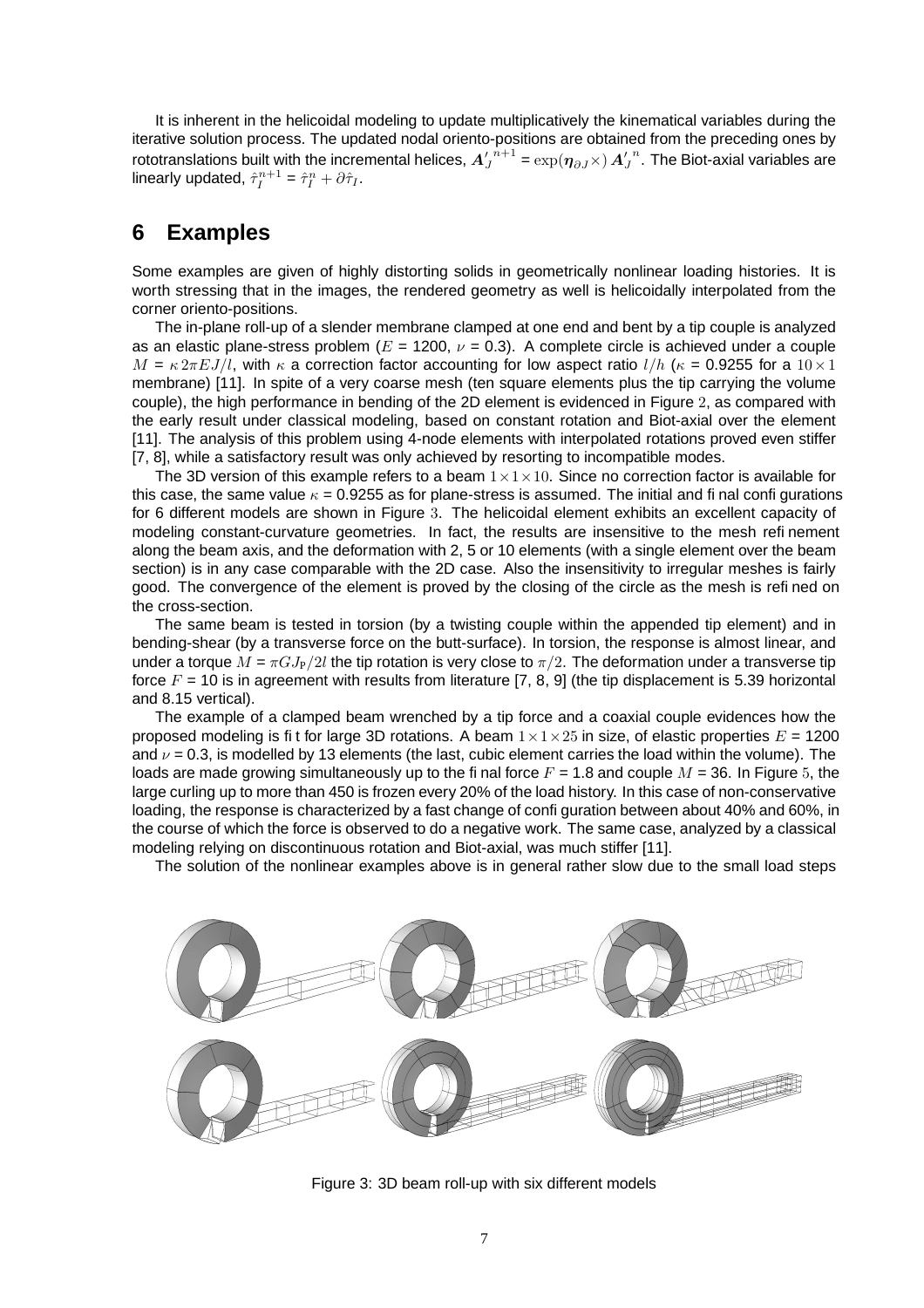It is inherent in the helicoidal modeling to update multiplicatively the kinematical variables during the iterative solution process. The updated nodal oriento-positions are obtained from the preceding ones by rototranslations built with the incremental helices, ${\boldsymbol{A}'_J}^{n+1} = \exp(\boldsymbol{\eta}_{\partial J}\times)\,{\boldsymbol{A}'_J}^{n}$. The Biot-axial variables are linearly updated, $\hat{\tau}_I^{n+1} = \hat{\tau}_I^n + \partial\hat{\tau}_I$.

## 6 Examples

Some examples are given of highly distorting solids in geometrically nonlinear loading histories. It is worth stressing that in the images, the rendered geometry as well is helicoidally interpolated from the corner oriento-positions.

The in-plane roll-up of a slender membrane clamped at one end and bent by a tip couple is analyzed as an elastic plane-stress problem ($E$ = 1200, $\nu$ = 0.3). A complete circle is achieved under a couple $M = \kappa\, 2\pi EJ/l$, with $\kappa$ a correction factor accounting for low aspect ratio $l/h$ ($\kappa$ = 0.9255 for a $10\times 1$ membrane) [11]. In spite of a very coarse mesh (ten square elements plus the tip carrying the volume couple), the high performance in bending of the 2D element is evidenced in Figure 2, as compared with the early result under classical modeling, based on constant rotation and Biot-axial over the element [11]. The analysis of this problem using 4-node elements with interpolated rotations proved even stiffer [7, 8], while a satisfactory result was only achieved by resorting to incompatible modes.

The 3D version of this example refers to a beam $1\times 1\times 10$. Since no correction factor is available for this case, the same value $\kappa$ = 0.9255 as for plane-stress is assumed. The initial and final configurations for 6 different models are shown in Figure 3. The helicoidal element exhibits an excellent capacity of modeling constant-curvature geometries. In fact, the results are insensitive to the mesh refinement along the beam axis, and the deformation with 2, 5 or 10 elements (with a single element over the beam section) is in any case comparable with the 2D case. Also the insensitivity to irregular meshes is fairly good. The convergence of the element is proved by the closing of the circle as the mesh is refined on the cross-section.

The same beam is tested in torsion (by a twisting couple within the appended tip element) and in bending-shear (by a transverse force on the butt-surface). In torsion, the response is almost linear, and under a torque $M = \pi G J_{\mathrm{P}}/2l$ the tip rotation is very close to $\pi/2$. The deformation under a transverse tip force $F$ = 10 is in agreement with results from literature [7, 8, 9] (the tip displacement is 5.39 horizontal and 8.15 vertical).

The example of a clamped beam wrenched by a tip force and a coaxial couple evidences how the proposed modeling is fit for large 3D rotations. A beam $1\times 1\times 25$ in size, of elastic properties $E$ = 1200 and $\nu$ = 0.3, is modelled by 13 elements (the last, cubic element carries the load within the volume). The loads are made growing simultaneously up to the final force $F$ = 1.8 and couple $M$ = 36. In Figure 5, the large curling up to more than 450 is frozen every 20% of the load history. In this case of non-conservative loading, the response is characterized by a fast change of configuration between about 40% and 60%, in the course of which the force is observed to do a negative work. The same case, analyzed by a classical modeling relying on discontinuous rotation and Biot-axial, was much stiffer [11].

The solution of the nonlinear examples above is in general rather slow due to the small load steps

Figure 3: 3D beam roll-up with six different models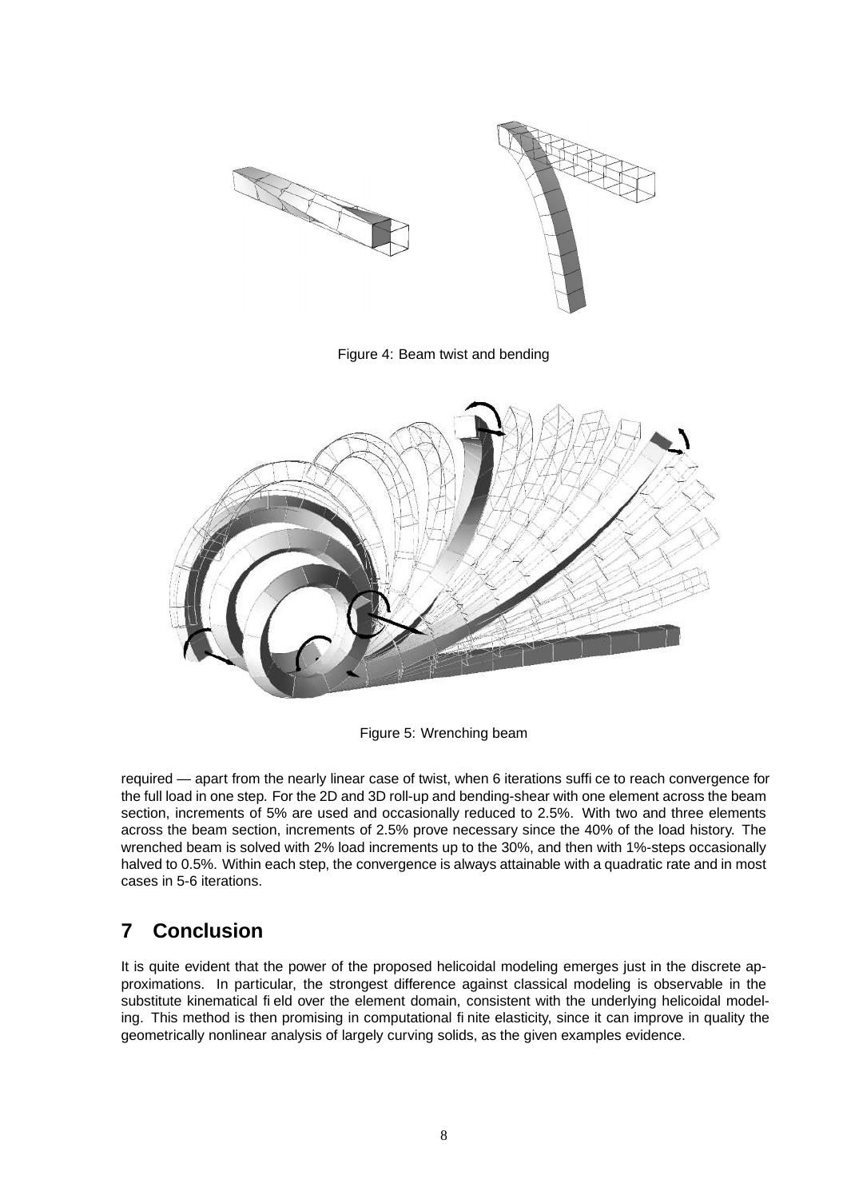Figure 4: Beam twist and bending

Figure 5: Wrenching beam

required — apart from the nearly linear case of twist, when 6 iterations suffice to reach convergence for the full load in one step. For the 2D and 3D roll-up and bending-shear with one element across the beam section, increments of 5% are used and occasionally reduced to 2.5%. With two and three elements across the beam section, increments of 2.5% prove necessary since the 40% of the load history. The wrenched beam is solved with 2% load increments up to the 30%, and then with 1%-steps occasionally halved to 0.5%. Within each step, the convergence is always attainable with a quadratic rate and in most cases in 5-6 iterations.

## 7 Conclusion

It is quite evident that the power of the proposed helicoidal modeling emerges just in the discrete approximations. In particular, the strongest difference against classical modeling is observable in the substitute kinematical field over the element domain, consistent with the underlying helicoidal modeling. This method is then promising in computational finite elasticity, since it can improve in quality the geometrically nonlinear analysis of largely curving solids, as the given examples evidence.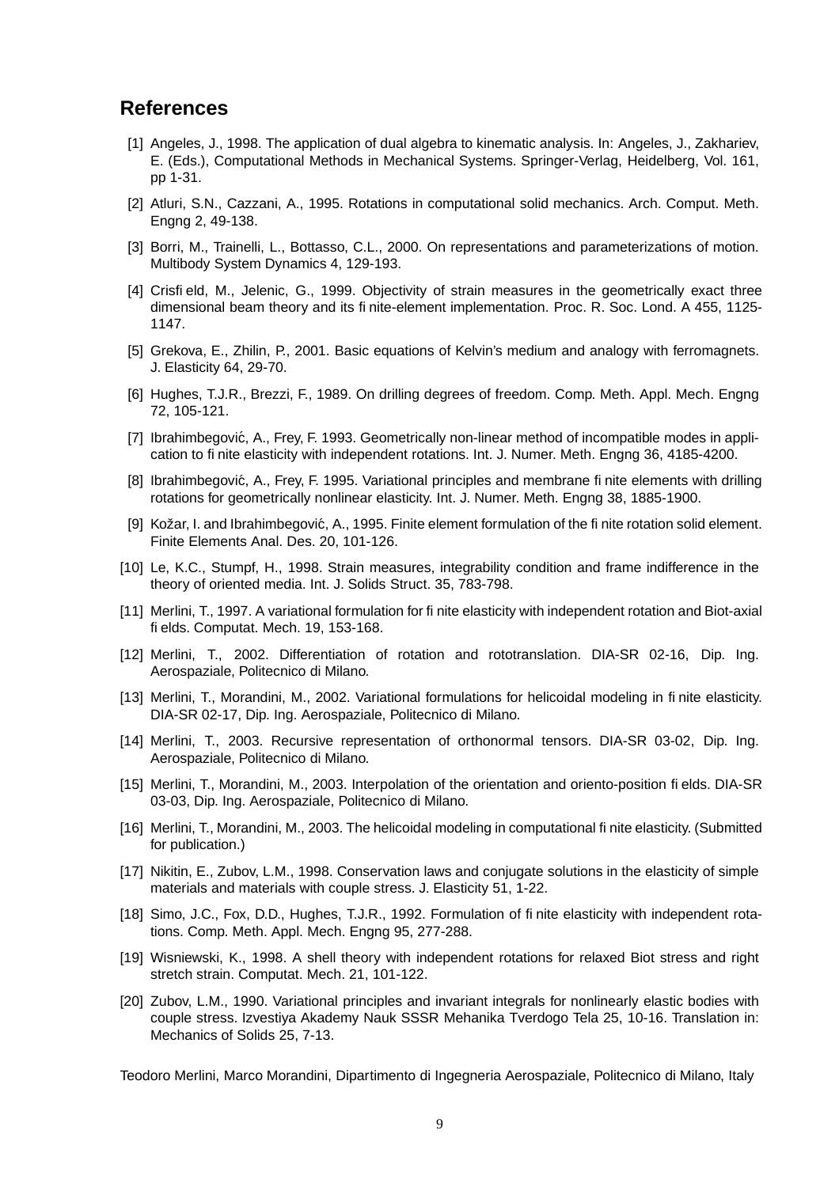## References

[1] Angeles, J., 1998. The application of dual algebra to kinematic analysis. In: Angeles, J., Zakhariev, E. (Eds.), Computational Methods in Mechanical Systems. Springer-Verlag, Heidelberg, Vol. 161, pp 1-31.

[2] Atluri, S.N., Cazzani, A., 1995. Rotations in computational solid mechanics. Arch. Comput. Meth. Engng 2, 49-138.

[3] Borri, M., Trainelli, L., Bottasso, C.L., 2000. On representations and parameterizations of motion. Multibody System Dynamics 4, 129-193.

[4] Crisfield, M., Jelenic, G., 1999. Objectivity of strain measures in the geometrically exact three dimensional beam theory and its finite-element implementation. Proc. R. Soc. Lond. A 455, 1125-1147.

[5] Grekova, E., Zhilin, P., 2001. Basic equations of Kelvin's medium and analogy with ferromagnets. J. Elasticity 64, 29-70.

[6] Hughes, T.J.R., Brezzi, F., 1989. On drilling degrees of freedom. Comp. Meth. Appl. Mech. Engng 72, 105-121.

[7] Ibrahimbegović, A., Frey, F. 1993. Geometrically non-linear method of incompatible modes in application to finite elasticity with independent rotations. Int. J. Numer. Meth. Engng 36, 4185-4200.

[8] Ibrahimbegović, A., Frey, F. 1995. Variational principles and membrane finite elements with drilling rotations for geometrically nonlinear elasticity. Int. J. Numer. Meth. Engng 38, 1885-1900.

[9] Kožar, I. and Ibrahimbegović, A., 1995. Finite element formulation of the finite rotation solid element. Finite Elements Anal. Des. 20, 101-126.

[10] Le, K.C., Stumpf, H., 1998. Strain measures, integrability condition and frame indifference in the theory of oriented media. Int. J. Solids Struct. 35, 783-798.

[11] Merlini, T., 1997. A variational formulation for finite elasticity with independent rotation and Biot-axial fields. Computat. Mech. 19, 153-168.

[12] Merlini, T., 2002. Differentiation of rotation and rototranslation. DIA-SR 02-16, Dip. Ing. Aerospaziale, Politecnico di Milano.

[13] Merlini, T., Morandini, M., 2002. Variational formulations for helicoidal modeling in finite elasticity. DIA-SR 02-17, Dip. Ing. Aerospaziale, Politecnico di Milano.

[14] Merlini, T., 2003. Recursive representation of orthonormal tensors. DIA-SR 03-02, Dip. Ing. Aerospaziale, Politecnico di Milano.

[15] Merlini, T., Morandini, M., 2003. Interpolation of the orientation and oriento-position fields. DIA-SR 03-03, Dip. Ing. Aerospaziale, Politecnico di Milano.

[16] Merlini, T., Morandini, M., 2003. The helicoidal modeling in computational finite elasticity. (Submitted for publication.)

[17] Nikitin, E., Zubov, L.M., 1998. Conservation laws and conjugate solutions in the elasticity of simple materials and materials with couple stress. J. Elasticity 51, 1-22.

[18] Simo, J.C., Fox, D.D., Hughes, T.J.R., 1992. Formulation of finite elasticity with independent rotations. Comp. Meth. Appl. Mech. Engng 95, 277-288.

[19] Wisniewski, K., 1998. A shell theory with independent rotations for relaxed Biot stress and right stretch strain. Computat. Mech. 21, 101-122.

[20] Zubov, L.M., 1990. Variational principles and invariant integrals for nonlinearly elastic bodies with couple stress. Izvestiya Akademy Nauk SSSR Mehanika Tverdogo Tela 25, 10-16. Translation in: Mechanics of Solids 25, 7-13.

Teodoro Merlini, Marco Morandini, Dipartimento di Ingegneria Aerospaziale, Politecnico di Milano, Italy